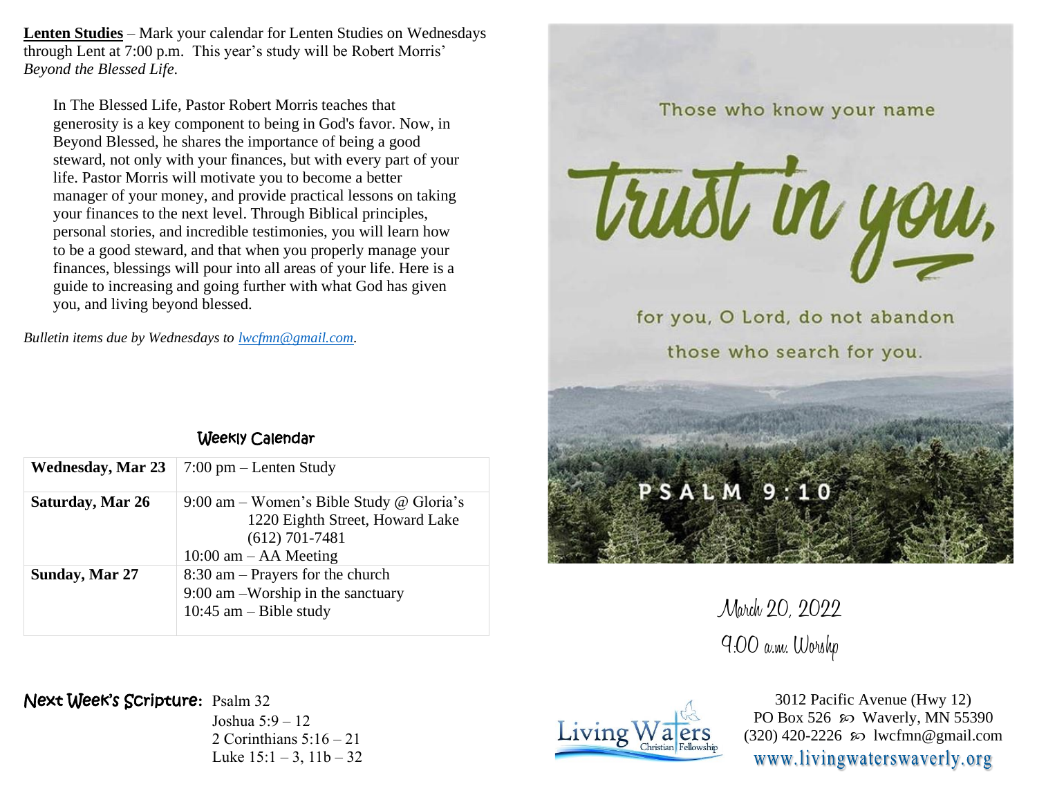**Lenten Studies** – Mark your calendar for Lenten Studies on Wednesdays through Lent at 7:00 p.m. This year's study will be Robert Morris' *Beyond the Blessed Life.*

> In The Blessed Life, Pastor Robert Morris teaches that generosity is a key component to being in God's favor. Now, in Beyond Blessed, he shares the importance of being a good steward, not only with your finances, but with every part of your life. Pastor Morris will motivate you to become a better manager of your money, and provide practical lessons on taking your finances to the next level. Through Biblical principles, personal stories, and incredible testimonies, you will learn how to be a good steward, and that when you properly manage your finances, blessings will pour into all areas of your life. Here is a guide to increasing and going further with what God has given you, and living beyond blessed.

*Bulletin items due by Wednesdays to lwcfmn@gmail.com.*

## Weekly Calendar

| | |
|---|---|
| **Wednesday, Mar 23** | 7:00 pm – Lenten Study |
| **Saturday, Mar 26** | 9:00 am – Women's Bible Study @ Gloria's 1220 Eighth Street, Howard Lake (612) 701-7481<br>10:00 am – AA Meeting |
| **Sunday, Mar 27** | 8:30 am – Prayers for the church<br>9:00 am –Worship in the sanctuary<br>10:45 am – Bible study |

**Next Week's Scripture:** Psalm 32
Joshua 5:9 – 12
2 Corinthians 5:16 – 21
Luke 15:1 – 3, 11b – 32

Those who know your name trust in you, for you, O Lord, do not abandon those who search for you.

PSALM 9:10

March 20, 2022
9:00 a.m. Worship

Living Waters Christian Fellowship

3012 Pacific Avenue (Hwy 12)
PO Box 526 ∞ Waverly, MN 55390
(320) 420-2226 ∞ lwcfmn@gmail.com
www.livingwaterswaverly.org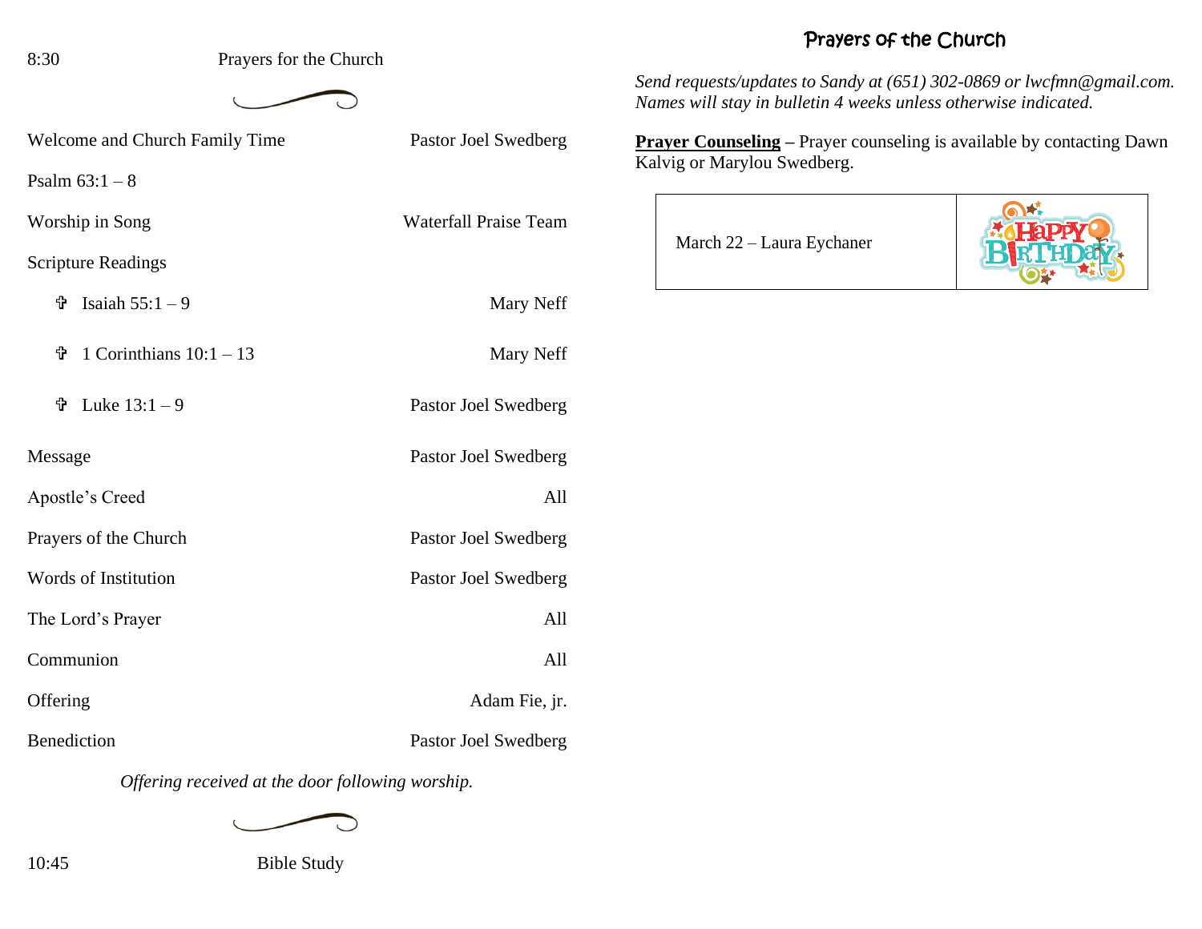8:30 Prayers for the Church

| | |
|---|---|
| Welcome and Church Family Time | Pastor Joel Swedberg |
| Psalm 63:1 – 8 | |
| Worship in Song | Waterfall Praise Team |
| Scripture Readings | |
| ✞ Isaiah 55:1 – 9 | Mary Neff |
| ✞ 1 Corinthians 10:1 – 13 | Mary Neff |
| ✞ Luke 13:1 – 9 | Pastor Joel Swedberg |
| Message | Pastor Joel Swedberg |
| Apostle's Creed | All |
| Prayers of the Church | Pastor Joel Swedberg |
| Words of Institution | Pastor Joel Swedberg |
| The Lord's Prayer | All |
| Communion | All |
| Offering | Adam Fie, jr. |
| Benediction | Pastor Joel Swedberg |

*Offering received at the door following worship.*

10:45 Bible Study

## Prayers of the Church

*Send requests/updates to Sandy at (651) 302-0869 or lwcfmn@gmail.com. Names will stay in bulletin 4 weeks unless otherwise indicated.*

**Prayer Counseling** – Prayer counseling is available by contacting Dawn Kalvig or Marylou Swedberg.

| | |
|---|---|
| March 22 – Laura Eychaner | HAPPY BIRTHDAY |